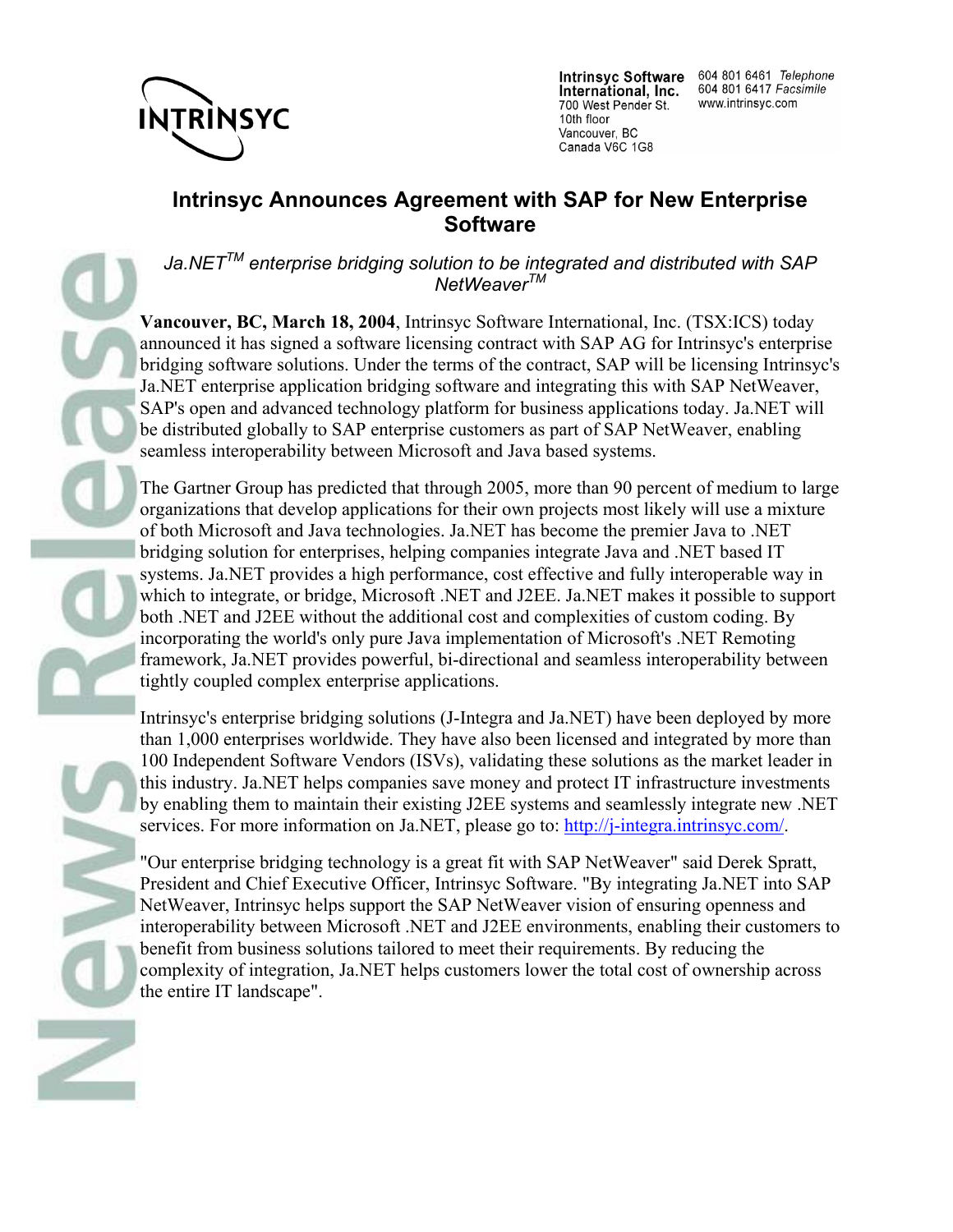INTRINSYC

**Intrinsyc Software International, Inc.**
700 West Pender St.
10th floor
Vancouver, BC
Canada V6C 1G8

604 801 6461 *Telephone*
604 801 6417 *Facsimile*
www.intrinsyc.com

# Intrinsyc Announces Agreement with SAP for New Enterprise Software

*Ja.NET™ enterprise bridging solution to be integrated and distributed with SAP NetWeaver™*

**Vancouver, BC, March 18, 2004**, Intrinsyc Software International, Inc. (TSX:ICS) today announced it has signed a software licensing contract with SAP AG for Intrinsyc's enterprise bridging software solutions. Under the terms of the contract, SAP will be licensing Intrinsyc's Ja.NET enterprise application bridging software and integrating this with SAP NetWeaver, SAP's open and advanced technology platform for business applications today. Ja.NET will be distributed globally to SAP enterprise customers as part of SAP NetWeaver, enabling seamless interoperability between Microsoft and Java based systems.

The Gartner Group has predicted that through 2005, more than 90 percent of medium to large organizations that develop applications for their own projects most likely will use a mixture of both Microsoft and Java technologies. Ja.NET has become the premier Java to .NET bridging solution for enterprises, helping companies integrate Java and .NET based IT systems. Ja.NET provides a high performance, cost effective and fully interoperable way in which to integrate, or bridge, Microsoft .NET and J2EE. Ja.NET makes it possible to support both .NET and J2EE without the additional cost and complexities of custom coding. By incorporating the world's only pure Java implementation of Microsoft's .NET Remoting framework, Ja.NET provides powerful, bi-directional and seamless interoperability between tightly coupled complex enterprise applications.

Intrinsyc's enterprise bridging solutions (J-Integra and Ja.NET) have been deployed by more than 1,000 enterprises worldwide. They have also been licensed and integrated by more than 100 Independent Software Vendors (ISVs), validating these solutions as the market leader in this industry. Ja.NET helps companies save money and protect IT infrastructure investments by enabling them to maintain their existing J2EE systems and seamlessly integrate new .NET services. For more information on Ja.NET, please go to: http://j-integra.intrinsyc.com/.

"Our enterprise bridging technology is a great fit with SAP NetWeaver" said Derek Spratt, President and Chief Executive Officer, Intrinsyc Software. "By integrating Ja.NET into SAP NetWeaver, Intrinsyc helps support the SAP NetWeaver vision of ensuring openness and interoperability between Microsoft .NET and J2EE environments, enabling their customers to benefit from business solutions tailored to meet their requirements. By reducing the complexity of integration, Ja.NET helps customers lower the total cost of ownership across the entire IT landscape".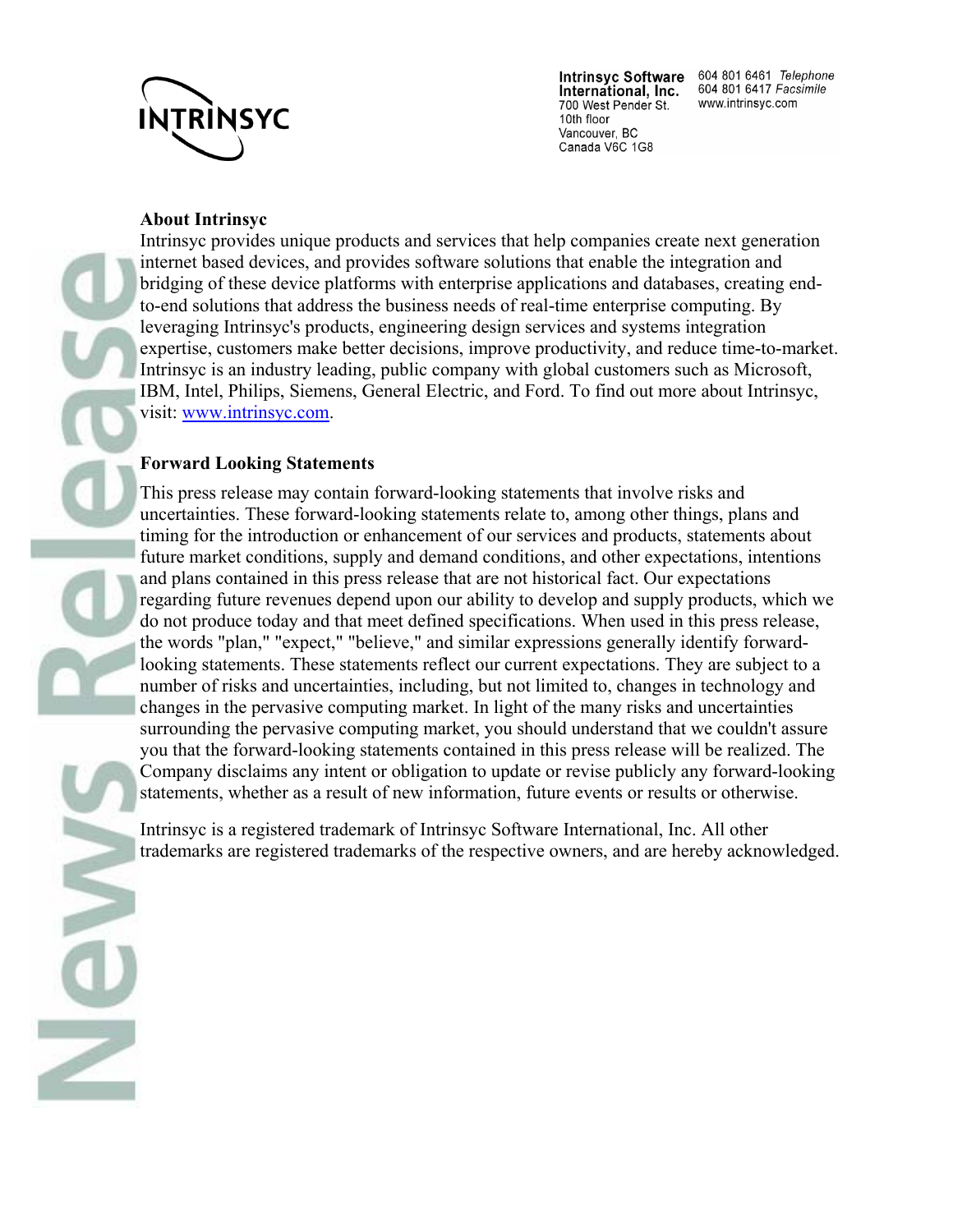**Intrinsyc Software International, Inc.**
700 West Pender St.
10th floor
Vancouver, BC
Canada V6C 1G8

604 801 6461 *Telephone*
604 801 6417 *Facsimile*
www.intrinsyc.com

## About Intrinsyc

Intrinsyc provides unique products and services that help companies create next generation internet based devices, and provides software solutions that enable the integration and bridging of these device platforms with enterprise applications and databases, creating end-to-end solutions that address the business needs of real-time enterprise computing. By leveraging Intrinsyc's products, engineering design services and systems integration expertise, customers make better decisions, improve productivity, and reduce time-to-market. Intrinsyc is an industry leading, public company with global customers such as Microsoft, IBM, Intel, Philips, Siemens, General Electric, and Ford. To find out more about Intrinsyc, visit: www.intrinsyc.com.

## Forward Looking Statements

This press release may contain forward-looking statements that involve risks and uncertainties. These forward-looking statements relate to, among other things, plans and timing for the introduction or enhancement of our services and products, statements about future market conditions, supply and demand conditions, and other expectations, intentions and plans contained in this press release that are not historical fact. Our expectations regarding future revenues depend upon our ability to develop and supply products, which we do not produce today and that meet defined specifications. When used in this press release, the words "plan," "expect," "believe," and similar expressions generally identify forward-looking statements. These statements reflect our current expectations. They are subject to a number of risks and uncertainties, including, but not limited to, changes in technology and changes in the pervasive computing market. In light of the many risks and uncertainties surrounding the pervasive computing market, you should understand that we couldn't assure you that the forward-looking statements contained in this press release will be realized. The Company disclaims any intent or obligation to update or revise publicly any forward-looking statements, whether as a result of new information, future events or results or otherwise.

Intrinsyc is a registered trademark of Intrinsyc Software International, Inc. All other trademarks are registered trademarks of the respective owners, and are hereby acknowledged.